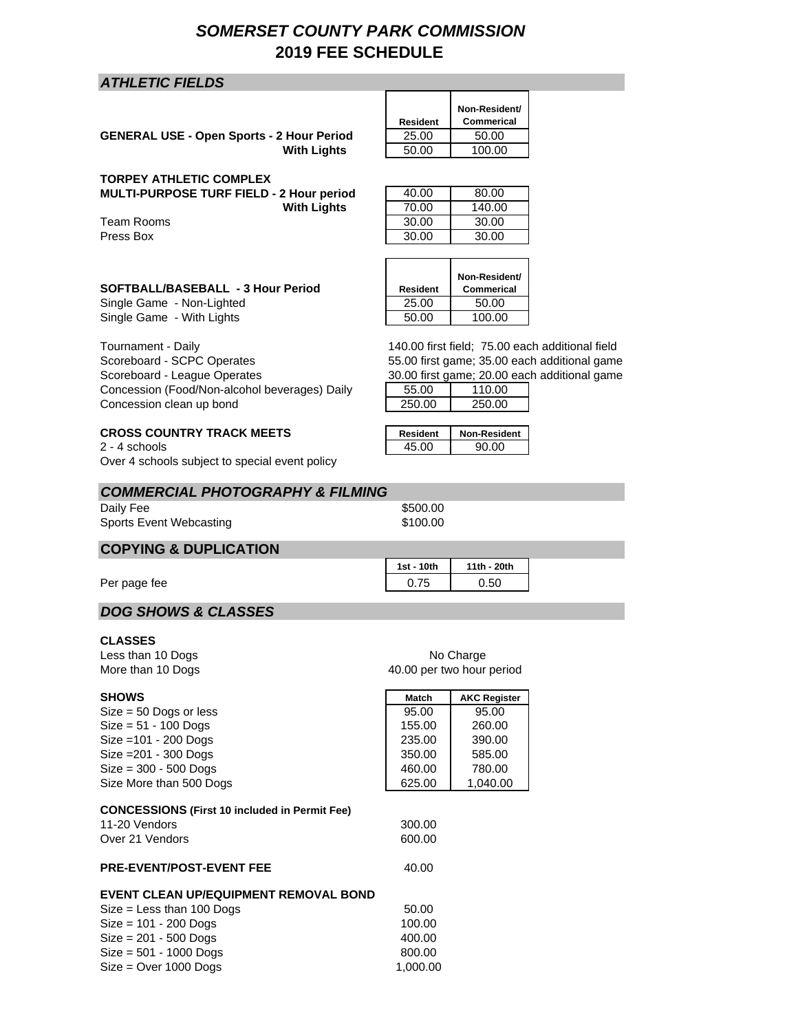# *SOMERSET COUNTY PARK COMMISSION*
# 2019 FEE SCHEDULE

## *ATHLETIC FIELDS*

| | Resident | Non-Resident/ Commerical |
|---|---|---|
| **GENERAL USE - Open Sports - 2 Hour Period** | 25.00 | 50.00 |
| **With Lights** | 50.00 | 100.00 |

**TORPEY ATHLETIC COMPLEX**

| | | |
|---|---|---|
| **MULTI-PURPOSE TURF FIELD - 2 Hour period** | 40.00 | 80.00 |
| **With Lights** | 70.00 | 140.00 |
| Team Rooms | 30.00 | 30.00 |
| Press Box | 30.00 | 30.00 |

| | Resident | Non-Resident/ Commerical |
|---|---|---|
| **SOFTBALL/BASEBALL - 3 Hour Period** | | |
| Single Game - Non-Lighted | 25.00 | 50.00 |
| Single Game - With Lights | 50.00 | 100.00 |

Tournament - Daily — 140.00 first field; 75.00 each additional field

Scoreboard - SCPC Operates — 55.00 first game; 35.00 each additional game

Scoreboard - League Operates — 30.00 first game; 20.00 each additional game

| | | |
|---|---|---|
| Concession (Food/Non-alcohol beverages) Daily | 55.00 | 110.00 |
| Concession clean up bond | 250.00 | 250.00 |

| **CROSS COUNTRY TRACK MEETS** | Resident | Non-Resident |
|---|---|---|
| 2 - 4 schools | 45.00 | 90.00 |

Over 4 schools subject to special event policy

## *COMMERCIAL PHOTOGRAPHY & FILMING*

| | |
|---|---|
| Daily Fee | $500.00 |
| Sports Event Webcasting | $100.00 |

## COPYING & DUPLICATION

| | 1st - 10th | 11th - 20th |
|---|---|---|
| Per page fee | 0.75 | 0.50 |

## *DOG SHOWS & CLASSES*

**CLASSES**

| | |
|---|---|
| Less than 10 Dogs | No Charge |
| More than 10 Dogs | 40.00 per two hour period |

| **SHOWS** | Match | AKC Register |
|---|---|---|
| Size = 50 Dogs or less | 95.00 | 95.00 |
| Size = 51 - 100 Dogs | 155.00 | 260.00 |
| Size =101 - 200 Dogs | 235.00 | 390.00 |
| Size =201 - 300 Dogs | 350.00 | 585.00 |
| Size = 300 - 500 Dogs | 460.00 | 780.00 |
| Size More than 500 Dogs | 625.00 | 1,040.00 |

**CONCESSIONS (First 10 included in Permit Fee)**

| | |
|---|---|
| 11-20 Vendors | 300.00 |
| Over 21 Vendors | 600.00 |

**PRE-EVENT/POST-EVENT FEE** — 40.00

**EVENT CLEAN UP/EQUIPMENT REMOVAL BOND**

| | |
|---|---|
| Size = Less than 100 Dogs | 50.00 |
| Size = 101 - 200 Dogs | 100.00 |
| Size = 201 - 500 Dogs | 400.00 |
| Size = 501 - 1000 Dogs | 800.00 |
| Size = Over 1000 Dogs | 1,000.00 |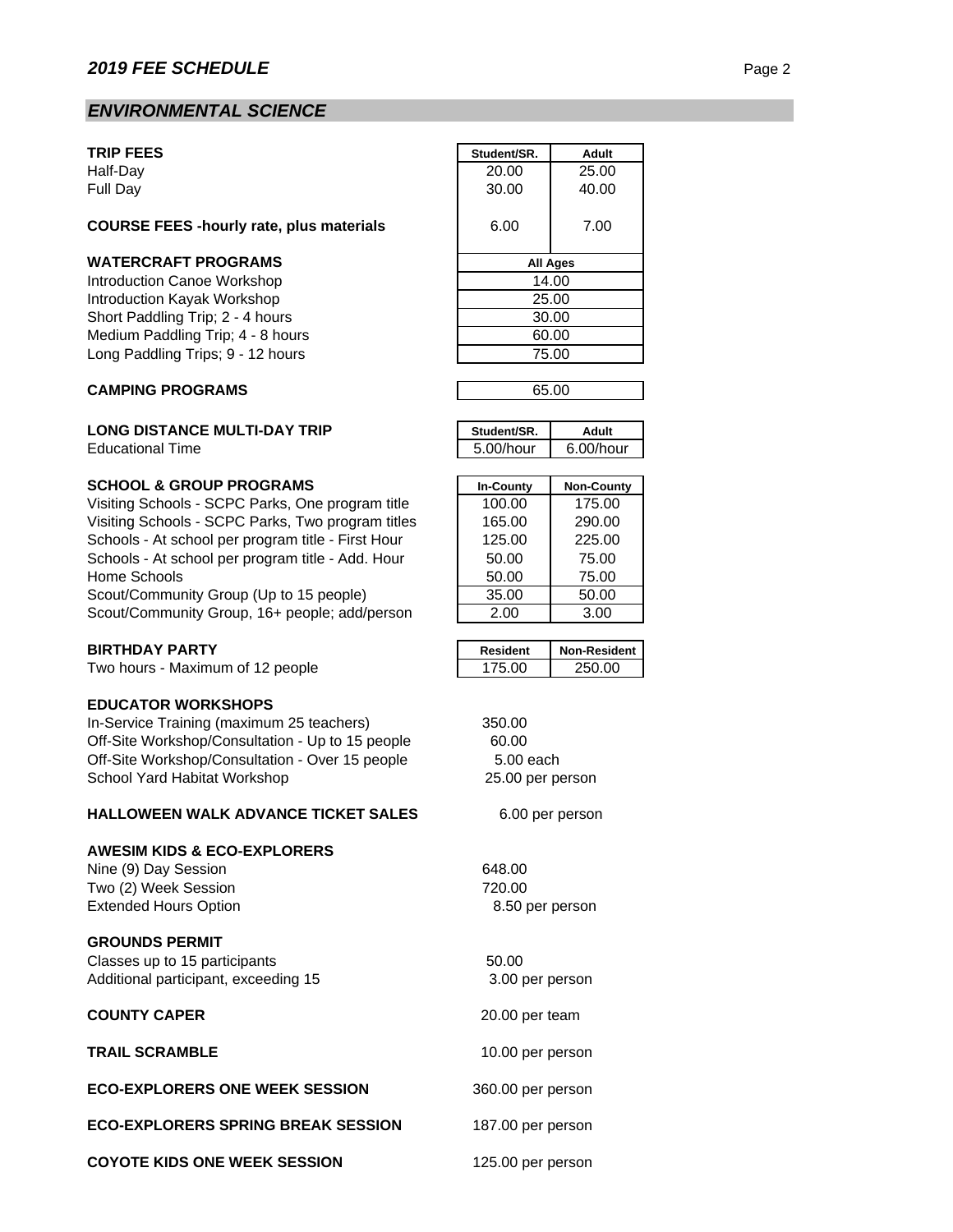## *2019 FEE SCHEDULE*

## *ENVIRONMENTAL SCIENCE*

| **TRIP FEES** | Student/SR. | Adult |
|---|---|---|
| Half-Day | 20.00 | 25.00 |
| Full Day | 30.00 | 40.00 |
| **COURSE FEES -hourly rate, plus materials** | 6.00 | 7.00 |

| **WATERCRAFT PROGRAMS** | All Ages |
|---|---|
| Introduction Canoe Workshop | 14.00 |
| Introduction Kayak Workshop | 25.00 |
| Short Paddling Trip; 2 - 4 hours | 30.00 |
| Medium Paddling Trip; 4 - 8 hours | 60.00 |
| Long Paddling Trips; 9 - 12 hours | 75.00 |

**CAMPING PROGRAMS** 65.00

| **LONG DISTANCE MULTI-DAY TRIP** | Student/SR. | Adult |
|---|---|---|
| Educational Time | 5.00/hour | 6.00/hour |

| **SCHOOL & GROUP PROGRAMS** | In-County | Non-County |
|---|---|---|
| Visiting Schools - SCPC Parks, One program title | 100.00 | 175.00 |
| Visiting Schools - SCPC Parks, Two program titles | 165.00 | 290.00 |
| Schools - At school per program title - First Hour | 125.00 | 225.00 |
| Schools - At school per program title - Add. Hour | 50.00 | 75.00 |
| Home Schools | 50.00 | 75.00 |
| Scout/Community Group (Up to 15 people) | 35.00 | 50.00 |
| Scout/Community Group, 16+ people; add/person | 2.00 | 3.00 |

| **BIRTHDAY PARTY** | Resident | Non-Resident |
|---|---|---|
| Two hours - Maximum of 12 people | 175.00 | 250.00 |

**EDUCATOR WORKSHOPS**

In-Service Training (maximum 25 teachers) 350.00
Off-Site Workshop/Consultation - Up to 15 people 60.00
Off-Site Workshop/Consultation - Over 15 people 5.00 each
School Yard Habitat Workshop 25.00 per person

**HALLOWEEN WALK ADVANCE TICKET SALES** 6.00 per person

**AWESIM KIDS & ECO-EXPLORERS**

Nine (9) Day Session 648.00
Two (2) Week Session 720.00
Extended Hours Option 8.50 per person

**GROUNDS PERMIT**

Classes up to 15 participants 50.00
Additional participant, exceeding 15 3.00 per person

**COUNTY CAPER** 20.00 per team

**TRAIL SCRAMBLE** 10.00 per person

**ECO-EXPLORERS ONE WEEK SESSION** 360.00 per person

**ECO-EXPLORERS SPRING BREAK SESSION** 187.00 per person

**COYOTE KIDS ONE WEEK SESSION** 125.00 per person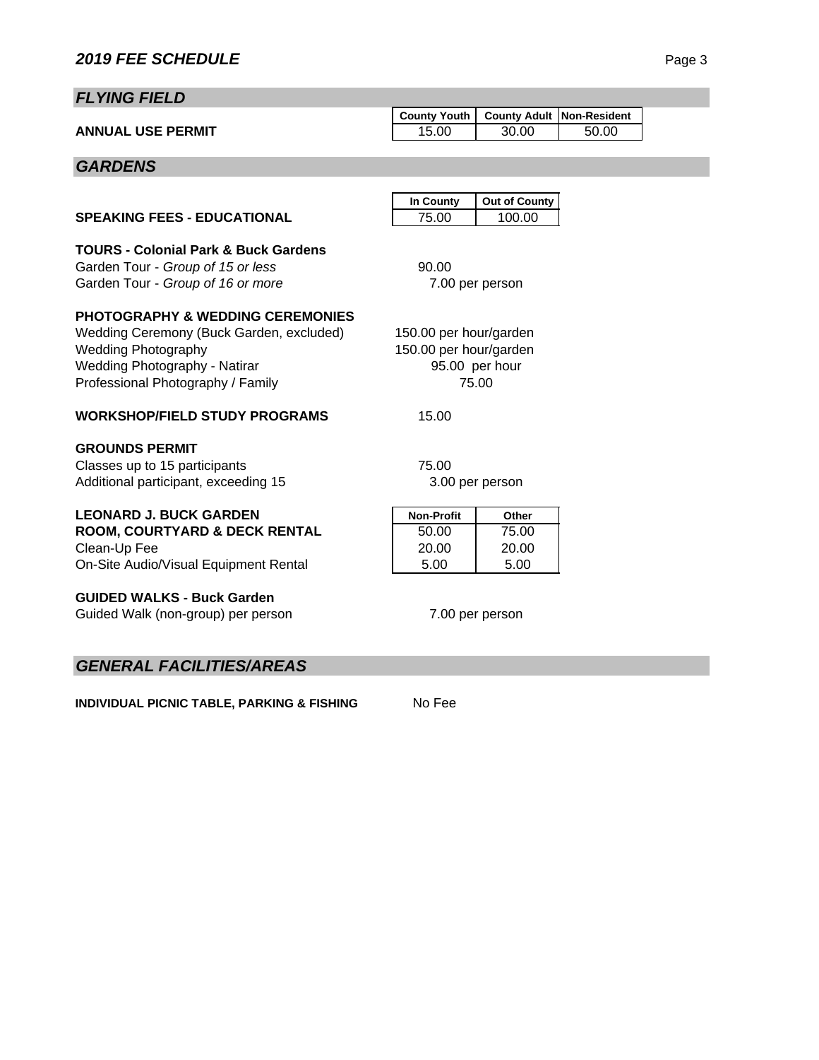## 2019 FEE SCHEDULE

### *FLYING FIELD*

| | County Youth | County Adult | Non-Resident |
|---|---|---|---|
| **ANNUAL USE PERMIT** | 15.00 | 30.00 | 50.00 |

### *GARDENS*

| | In County | Out of County |
|---|---|---|
| **SPEAKING FEES - EDUCATIONAL** | 75.00 | 100.00 |

**TOURS - Colonial Park & Buck Gardens**

Garden Tour - *Group of 15 or less* 90.00

Garden Tour - *Group of 16 or more* 7.00 per person

**PHOTOGRAPHY & WEDDING CEREMONIES**

Wedding Ceremony (Buck Garden, excluded) 150.00 per hour/garden

Wedding Photography 150.00 per hour/garden

Wedding Photography - Natirar 95.00 per hour

Professional Photography / Family 75.00

**WORKSHOP/FIELD STUDY PROGRAMS** 15.00

**GROUNDS PERMIT**

Classes up to 15 participants 75.00

Additional participant, exceeding 15 3.00 per person

| **LEONARD J. BUCK GARDEN** | Non-Profit | Other |
|---|---|---|
| **ROOM, COURTYARD & DECK RENTAL** | 50.00 | 75.00 |
| Clean-Up Fee | 20.00 | 20.00 |
| On-Site Audio/Visual Equipment Rental | 5.00 | 5.00 |

**GUIDED WALKS - Buck Garden**

Guided Walk (non-group) per person 7.00 per person

### *GENERAL FACILITIES/AREAS*

**INDIVIDUAL PICNIC TABLE, PARKING & FISHING** No Fee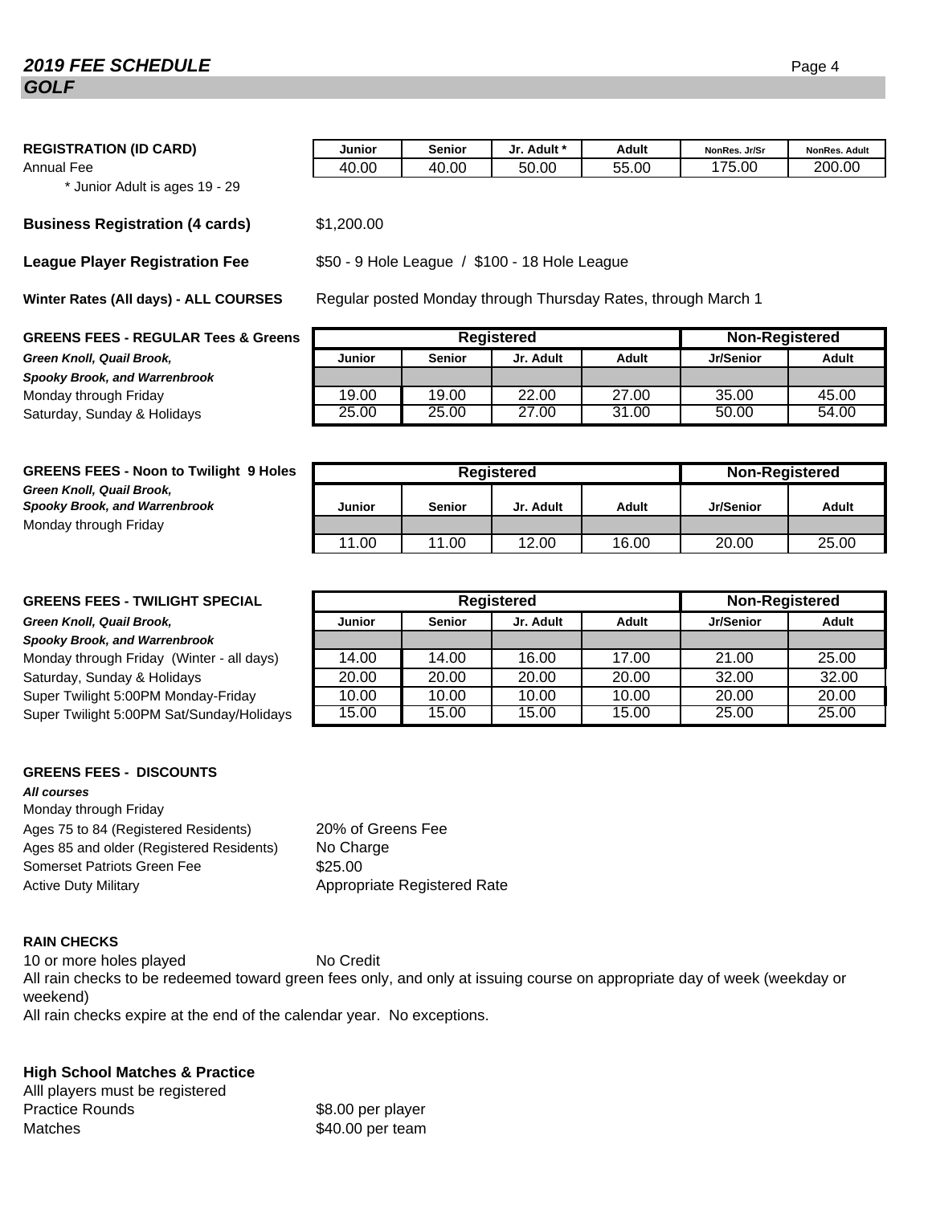## 2019 FEE SCHEDULE
## GOLF

**REGISTRATION (ID CARD)**

| | Junior | Senior | Jr. Adult * | Adult | NonRes. Jr/Sr | NonRes. Adult |
|---|---|---|---|---|---|---|
| Annual Fee | 40.00 | 40.00 | 50.00 | 55.00 | 175.00 | 200.00 |

\* Junior Adult is ages 19 - 29

**Business Registration (4 cards)** $1,200.00

**League Player Registration Fee** $50 - 9 Hole League / $100 - 18 Hole League

**Winter Rates (All days) - ALL COURSES** Regular posted Monday through Thursday Rates, through March 1

**GREENS FEES - REGULAR Tees & Greens**
***Green Knoll, Quail Brook, Spooky Brook, and Warrenbrook***

| | Registered | | | | Non-Registered | |
|---|---|---|---|---|---|---|
| | Junior | Senior | Jr. Adult | Adult | Jr/Senior | Adult |
| Monday through Friday | 19.00 | 19.00 | 22.00 | 27.00 | 35.00 | 45.00 |
| Saturday, Sunday & Holidays | 25.00 | 25.00 | 27.00 | 31.00 | 50.00 | 54.00 |

**GREENS FEES - Noon to Twilight 9 Holes**
***Green Knoll, Quail Brook, Spooky Brook, and Warrenbrook***

| | Registered | | | | Non-Registered | |
|---|---|---|---|---|---|---|
| | Junior | Senior | Jr. Adult | Adult | Jr/Senior | Adult |
| Monday through Friday | 11.00 | 11.00 | 12.00 | 16.00 | 20.00 | 25.00 |

**GREENS FEES - TWILIGHT SPECIAL**
***Green Knoll, Quail Brook, Spooky Brook, and Warrenbrook***

| | Registered | | | | Non-Registered | |
|---|---|---|---|---|---|---|
| | Junior | Senior | Jr. Adult | Adult | Jr/Senior | Adult |
| Monday through Friday (Winter - all days) | 14.00 | 14.00 | 16.00 | 17.00 | 21.00 | 25.00 |
| Saturday, Sunday & Holidays | 20.00 | 20.00 | 20.00 | 20.00 | 32.00 | 32.00 |
| Super Twilight 5:00PM Monday-Friday | 10.00 | 10.00 | 10.00 | 10.00 | 20.00 | 20.00 |
| Super Twilight 5:00PM Sat/Sunday/Holidays | 15.00 | 15.00 | 15.00 | 15.00 | 25.00 | 25.00 |

**GREENS FEES - DISCOUNTS**
***All courses***
Monday through Friday

| | |
|---|---|
| Ages 75 to 84 (Registered Residents) | 20% of Greens Fee |
| Ages 85 and older (Registered Residents) | No Charge |
| Somerset Patriots Green Fee | $25.00 |
| Active Duty Military | Appropriate Registered Rate |

**RAIN CHECKS**
10 or more holes played No Credit
All rain checks to be redeemed toward green fees only, and only at issuing course on appropriate day of week (weekday or weekend)
All rain checks expire at the end of the calendar year. No exceptions.

**High School Matches & Practice**
Alll players must be registered
Practice Rounds $8.00 per player
Matches $40.00 per team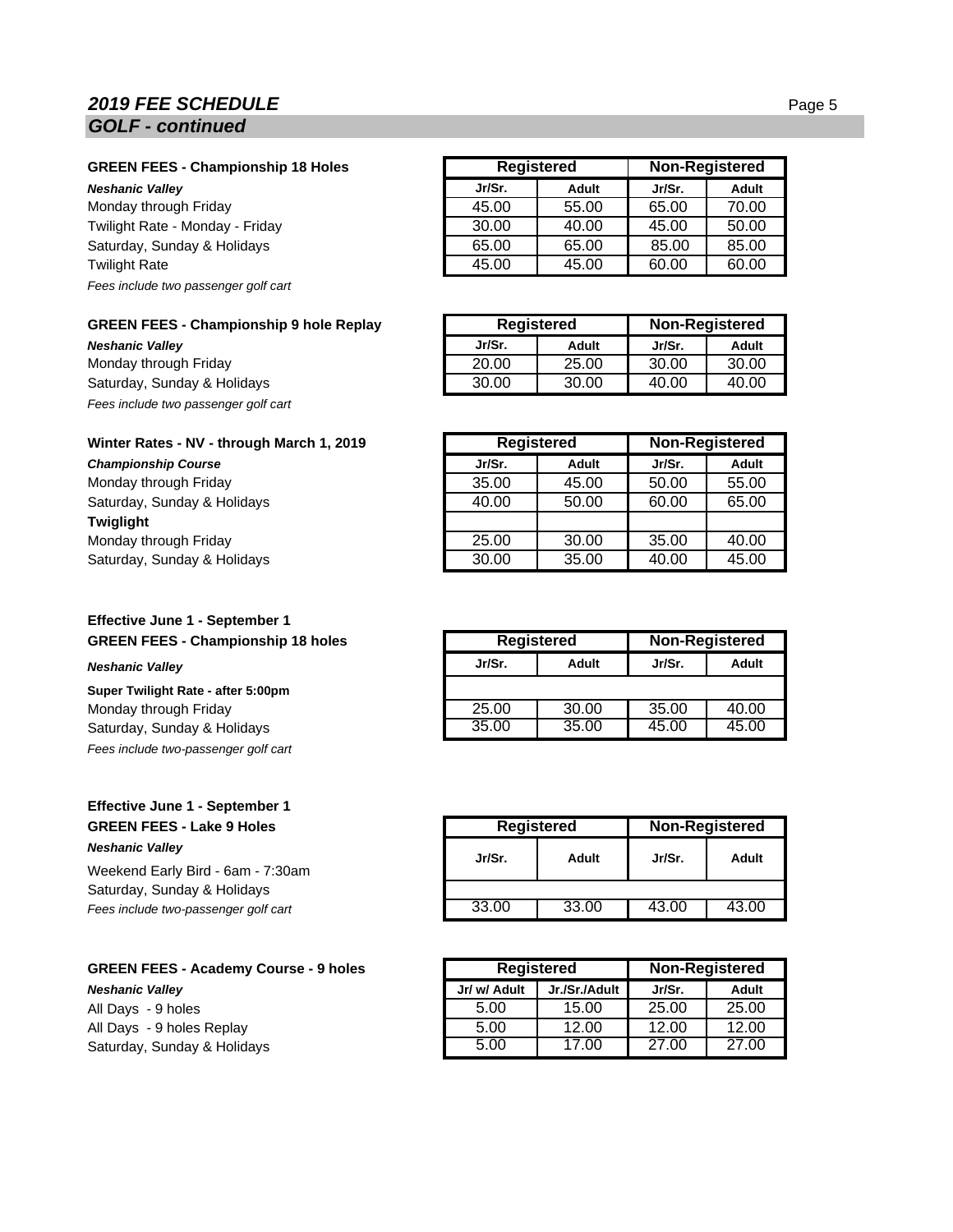## 2019 FEE SCHEDULE
### GOLF - continued

**GREEN FEES - Championship 18 Holes**

| *Neshanic Valley* | Registered | | Non-Registered | |
|---|---|---|---|---|
| | Jr/Sr. | Adult | Jr/Sr. | Adult |
| Monday through Friday | 45.00 | 55.00 | 65.00 | 70.00 |
| Twilight Rate - Monday - Friday | 30.00 | 40.00 | 45.00 | 50.00 |
| Saturday, Sunday & Holidays | 65.00 | 65.00 | 85.00 | 85.00 |
| Twilight Rate | 45.00 | 45.00 | 60.00 | 60.00 |

*Fees include two passenger golf cart*

**GREEN FEES - Championship 9 hole Replay**

| *Neshanic Valley* | Registered | | Non-Registered | |
|---|---|---|---|---|
| | Jr/Sr. | Adult | Jr/Sr. | Adult |
| Monday through Friday | 20.00 | 25.00 | 30.00 | 30.00 |
| Saturday, Sunday & Holidays | 30.00 | 30.00 | 40.00 | 40.00 |

*Fees include two passenger golf cart*

**Winter Rates - NV - through March 1, 2019**

| *Championship Course* | Registered | | Non-Registered | |
|---|---|---|---|---|
| | Jr/Sr. | Adult | Jr/Sr. | Adult |
| Monday through Friday | 35.00 | 45.00 | 50.00 | 55.00 |
| Saturday, Sunday & Holidays | 40.00 | 50.00 | 60.00 | 65.00 |
| **Twiglight** | | | | |
| Monday through Friday | 25.00 | 30.00 | 35.00 | 40.00 |
| Saturday, Sunday & Holidays | 30.00 | 35.00 | 40.00 | 45.00 |

**Effective June 1 - September 1**
**GREEN FEES - Championship 18 holes**

| *Neshanic Valley* | Registered | | Non-Registered | |
|---|---|---|---|---|
| | Jr/Sr. | Adult | Jr/Sr. | Adult |
| **Super Twilight Rate - after 5:00pm** | | | | |
| Monday through Friday | 25.00 | 30.00 | 35.00 | 40.00 |
| Saturday, Sunday & Holidays | 35.00 | 35.00 | 45.00 | 45.00 |

*Fees include two-passenger golf cart*

**Effective June 1 - September 1**
**GREEN FEES - Lake 9 Holes**

| *Neshanic Valley* | Registered | | Non-Registered | |
|---|---|---|---|---|
| | Jr/Sr. | Adult | Jr/Sr. | Adult |
| Weekend Early Bird - 6am - 7:30am | | | | |
| Saturday, Sunday & Holidays | 33.00 | 33.00 | 43.00 | 43.00 |

*Fees include two-passenger golf cart*

**GREEN FEES - Academy Course - 9 holes**

| *Neshanic Valley* | Registered | | Non-Registered | |
|---|---|---|---|---|
| | Jr/ w/ Adult | Jr./Sr./Adult | Jr/Sr. | Adult |
| All Days - 9 holes | 5.00 | 15.00 | 25.00 | 25.00 |
| All Days - 9 holes Replay | 5.00 | 12.00 | 12.00 | 12.00 |
| Saturday, Sunday & Holidays | 5.00 | 17.00 | 27.00 | 27.00 |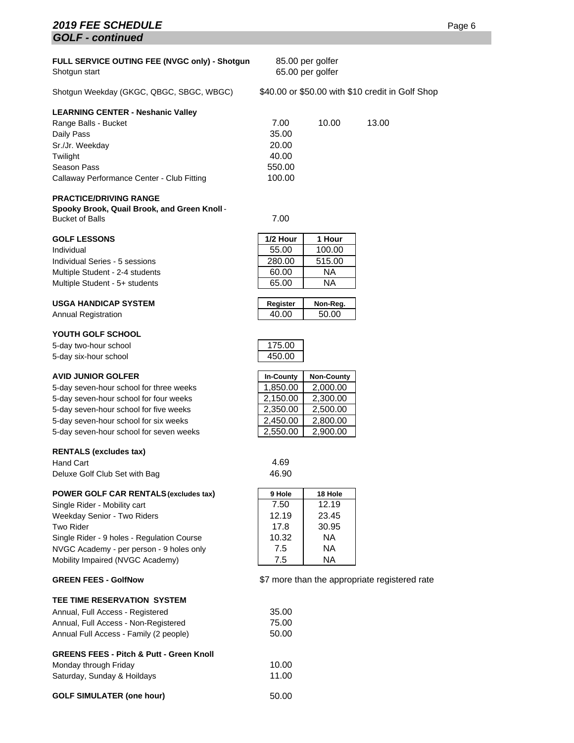## 2019 FEE SCHEDULE

### GOLF - continued

**FULL SERVICE OUTING FEE (NVGC only) - Shotgun** 85.00 per golfer
Shotgun start 65.00 per golfer

Shotgun Weekday (GKGC, QBGC, SBGC, WBGC) $40.00 or $50.00 with $10 credit in Golf Shop

**LEARNING CENTER - Neshanic Valley**

| | | | |
|---|---|---|---|
| Range Balls - Bucket | 7.00 | 10.00 | 13.00 |
| Daily Pass | 35.00 | | |
| Sr./Jr. Weekday | 20.00 | | |
| Twilight | 40.00 | | |
| Season Pass | 550.00 | | |
| Callaway Performance Center - Club Fitting | 100.00 | | |

**PRACTICE/DRIVING RANGE**
**Spooky Brook, Quail Brook, and Green Knoll** -
Bucket of Balls 7.00

| GOLF LESSONS | 1/2 Hour | 1 Hour |
|---|---|---|
| Individual | 55.00 | 100.00 |
| Individual Series - 5 sessions | 280.00 | 515.00 |
| Multiple Student - 2-4 students | 60.00 | NA |
| Multiple Student - 5+ students | 65.00 | NA |

| USGA HANDICAP SYSTEM | Register | Non-Reg. |
|---|---|---|
| Annual Registration | 40.00 | 50.00 |

| YOUTH GOLF SCHOOL | |
|---|---|
| 5-day two-hour school | 175.00 |
| 5-day six-hour school | 450.00 |

| AVID JUNIOR GOLFER | In-County | Non-County |
|---|---|---|
| 5-day seven-hour school for three weeks | 1,850.00 | 2,000.00 |
| 5-day seven-hour school for four weeks | 2,150.00 | 2,300.00 |
| 5-day seven-hour school for five weeks | 2,350.00 | 2,500.00 |
| 5-day seven-hour school for six weeks | 2,450.00 | 2,800.00 |
| 5-day seven-hour school for seven weeks | 2,550.00 | 2,900.00 |

**RENTALS (excludes tax)**

| | |
|---|---|
| Hand Cart | 4.69 |
| Deluxe Golf Club Set with Bag | 46.90 |

| POWER GOLF CAR RENTALS (excludes tax) | 9 Hole | 18 Hole |
|---|---|---|
| Single Rider - Mobility cart | 7.50 | 12.19 |
| Weekday Senior - Two Riders | 12.19 | 23.45 |
| Two Rider | 17.8 | 30.95 |
| Single Rider - 9 holes - Regulation Course | 10.32 | NA |
| NVGC Academy - per person - 9 holes only | 7.5 | NA |
| Mobility Impaired (NVGC Academy) | 7.5 | NA |

**GREEN FEES - GolfNow** $7 more than the appropriate registered rate

**TEE TIME RESERVATION SYSTEM**

| | |
|---|---|
| Annual, Full Access - Registered | 35.00 |
| Annual, Full Access - Non-Registered | 75.00 |
| Annual Full Access - Family (2 people) | 50.00 |

**GREENS FEES - Pitch & Putt - Green Knoll**

| | |
|---|---|
| Monday through Friday | 10.00 |
| Saturday, Sunday & Hoildays | 11.00 |

**GOLF SIMULATER (one hour)** 50.00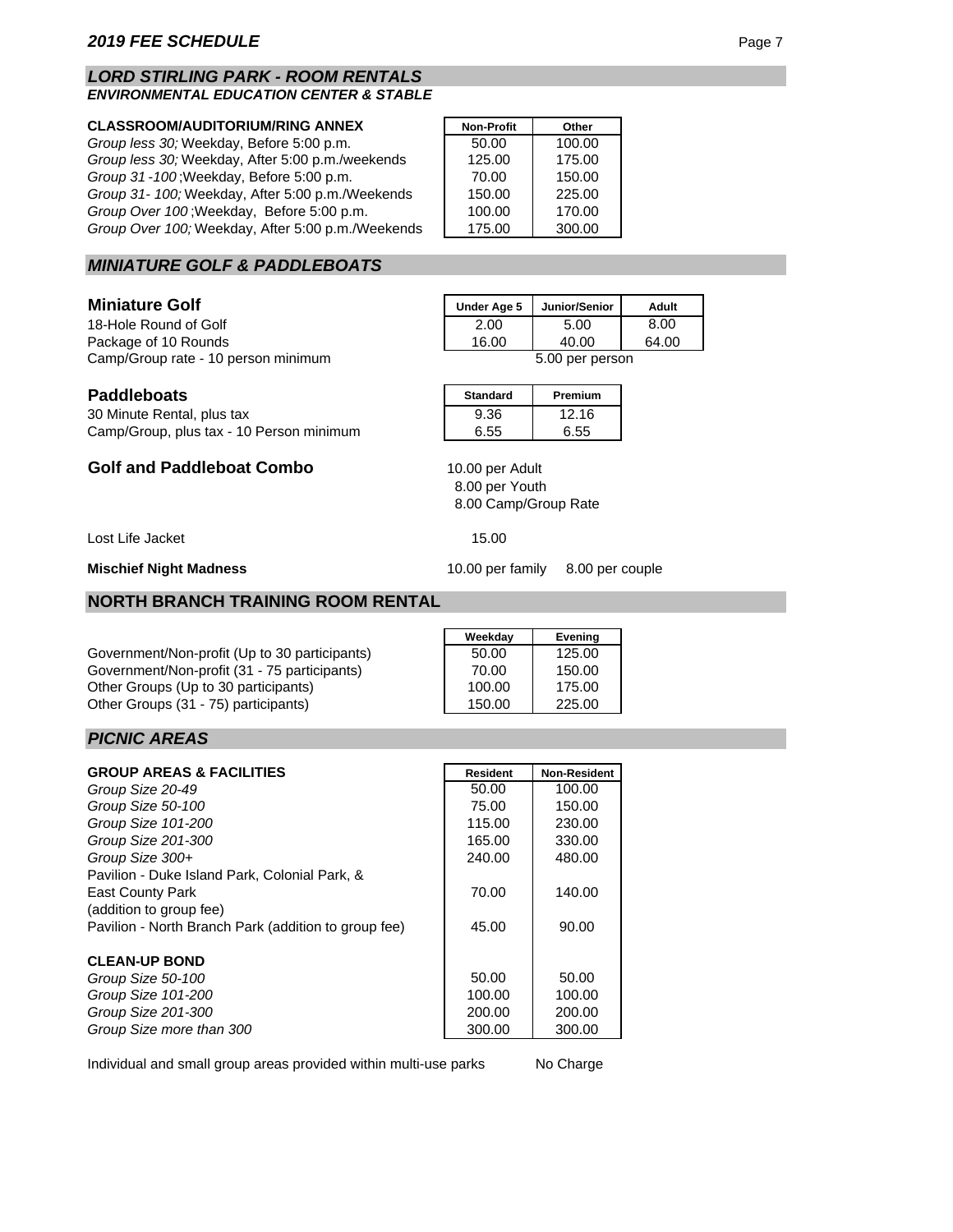## *LORD STIRLING PARK - ROOM RENTALS*

### *ENVIRONMENTAL EDUCATION CENTER & STABLE*

| **CLASSROOM/AUDITORIUM/RING ANNEX** | **Non-Profit** | **Other** |
|---|---|---|
| *Group less 30;* Weekday, Before 5:00 p.m. | 50.00 | 100.00 |
| *Group less 30;* Weekday, After 5:00 p.m./weekends | 125.00 | 175.00 |
| *Group 31 -100* ;Weekday, Before 5:00 p.m. | 70.00 | 150.00 |
| *Group 31- 100;* Weekday, After 5:00 p.m./Weekends | 150.00 | 225.00 |
| *Group Over 100* ;Weekday, Before 5:00 p.m. | 100.00 | 170.00 |
| *Group Over 100;* Weekday, After 5:00 p.m./Weekends | 175.00 | 300.00 |

## *MINIATURE GOLF & PADDLEBOATS*

| **Miniature Golf** | **Under Age 5** | **Junior/Senior** | **Adult** |
|---|---|---|---|
| 18-Hole Round of Golf | 2.00 | 5.00 | 8.00 |
| Package of 10 Rounds | 16.00 | 40.00 | 64.00 |
| Camp/Group rate - 10 person minimum | | 5.00 per person | |

| **Paddleboats** | **Standard** | **Premium** |
|---|---|---|
| 30 Minute Rental, plus tax | 9.36 | 12.16 |
| Camp/Group, plus tax - 10 Person minimum | 6.55 | 6.55 |

**Golf and Paddleboat Combo**

10.00 per Adult
8.00 per Youth
8.00 Camp/Group Rate

Lost Life Jacket 15.00

**Mischief Night Madness** 10.00 per family 8.00 per couple

## NORTH BRANCH TRAINING ROOM RENTAL

| | **Weekday** | **Evening** |
|---|---|---|
| Government/Non-profit (Up to 30 participants) | 50.00 | 125.00 |
| Government/Non-profit (31 - 75 participants) | 70.00 | 150.00 |
| Other Groups (Up to 30 participants) | 100.00 | 175.00 |
| Other Groups (31 - 75) participants) | 150.00 | 225.00 |

## *PICNIC AREAS*

| **GROUP AREAS & FACILITIES** | **Resident** | **Non-Resident** |
|---|---|---|
| *Group Size 20-49* | 50.00 | 100.00 |
| *Group Size 50-100* | 75.00 | 150.00 |
| *Group Size 101-200* | 115.00 | 230.00 |
| *Group Size 201-300* | 165.00 | 330.00 |
| *Group Size 300+* | 240.00 | 480.00 |
| Pavilion - Duke Island Park, Colonial Park, & East County Park (addition to group fee) | 70.00 | 140.00 |
| Pavilion - North Branch Park (addition to group fee) | 45.00 | 90.00 |
| **CLEAN-UP BOND** | | |
| *Group Size 50-100* | 50.00 | 50.00 |
| *Group Size 101-200* | 100.00 | 100.00 |
| *Group Size 201-300* | 200.00 | 200.00 |
| *Group Size more than 300* | 300.00 | 300.00 |

Individual and small group areas provided within multi-use parks No Charge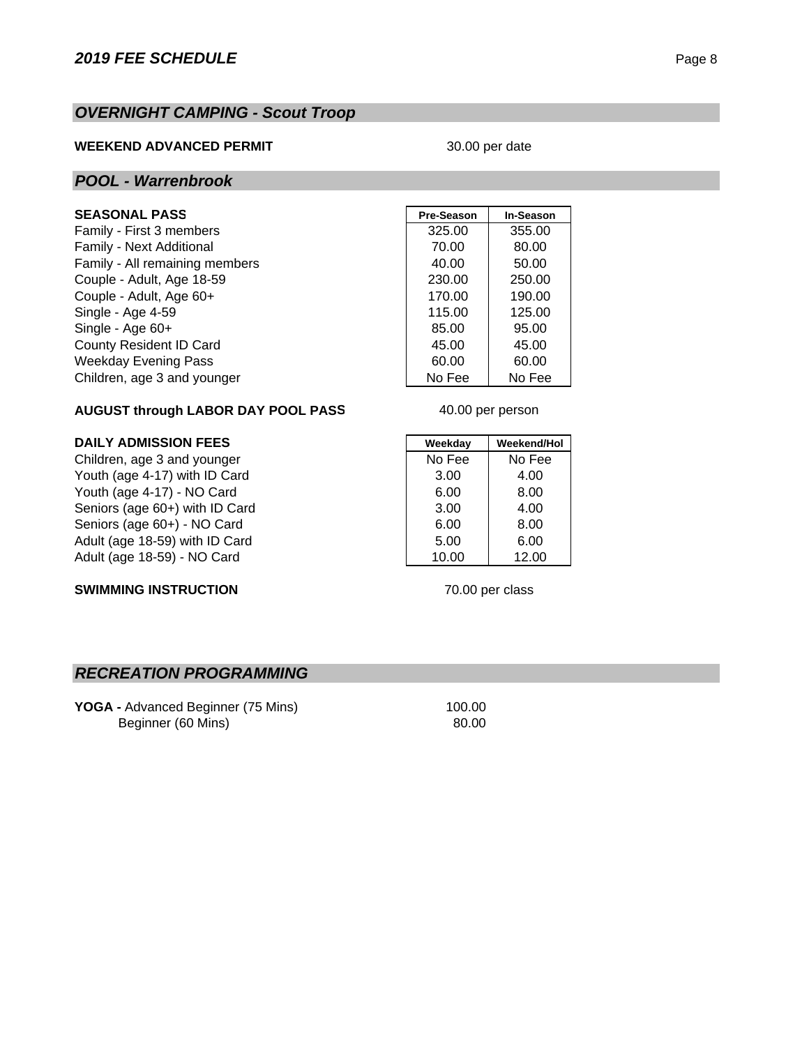## *2019 FEE SCHEDULE*

## *OVERNIGHT CAMPING - Scout Troop*

**WEEKEND ADVANCED PERMIT** 30.00 per date

## *POOL - Warrenbrook*

| SEASONAL PASS | Pre-Season | In-Season |
|---|---|---|
| Family - First 3 members | 325.00 | 355.00 |
| Family - Next Additional | 70.00 | 80.00 |
| Family - All remaining members | 40.00 | 50.00 |
| Couple - Adult, Age 18-59 | 230.00 | 250.00 |
| Couple - Adult, Age 60+ | 170.00 | 190.00 |
| Single - Age 4-59 | 115.00 | 125.00 |
| Single - Age 60+ | 85.00 | 95.00 |
| County Resident ID Card | 45.00 | 45.00 |
| Weekday Evening Pass | 60.00 | 60.00 |
| Children, age 3 and younger | No Fee | No Fee |

**AUGUST through LABOR DAY POOL PASS** 40.00 per person

| DAILY ADMISSION FEES | Weekday | Weekend/Hol |
|---|---|---|
| Children, age 3 and younger | No Fee | No Fee |
| Youth (age 4-17) with ID Card | 3.00 | 4.00 |
| Youth (age 4-17) - NO Card | 6.00 | 8.00 |
| Seniors (age 60+) with ID Card | 3.00 | 4.00 |
| Seniors (age 60+) - NO Card | 6.00 | 8.00 |
| Adult (age 18-59) with ID Card | 5.00 | 6.00 |
| Adult (age 18-59) - NO Card | 10.00 | 12.00 |

**SWIMMING INSTRUCTION** 70.00 per class

## *RECREATION PROGRAMMING*

**YOGA -** Advanced Beginner (75 Mins) 100.00
Beginner (60 Mins) 80.00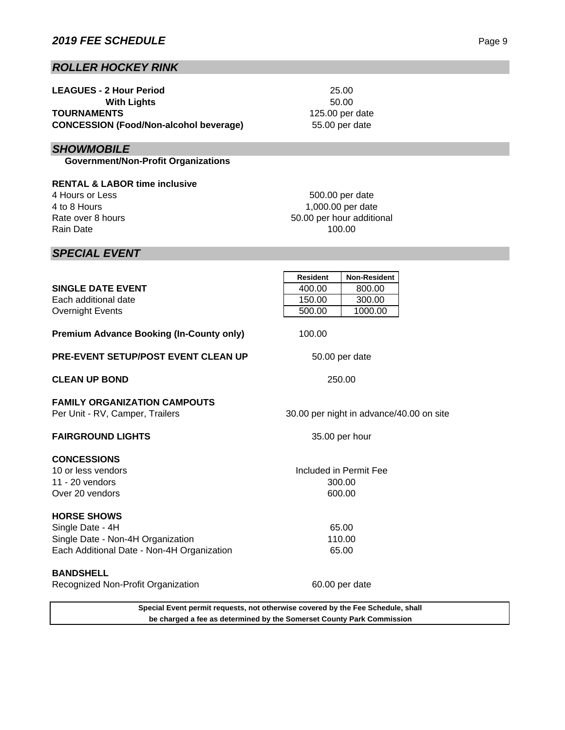## *ROLLER HOCKEY RINK*

| | |
|---|---|
| **LEAGUES - 2 Hour Period** | 25.00 |
| **With Lights** | 50.00 |
| **TOURNAMENTS** | 125.00 per date |
| **CONCESSION (Food/Non-alcohol beverage)** | 55.00 per date |

## *SHOWMOBILE*

**Government/Non-Profit Organizations**

**RENTAL & LABOR time inclusive**

| | |
|---|---|
| 4 Hours or Less | 500.00 per date |
| 4 to 8 Hours | 1,000.00 per date |
| Rate over 8 hours | 50.00 per hour additional |
| Rain Date | 100.00 |

## *SPECIAL EVENT*

| | Resident | Non-Resident |
|---|---|---|
| **SINGLE DATE EVENT** | 400.00 | 800.00 |
| Each additional date | 150.00 | 300.00 |
| Overnight Events | 500.00 | 1000.00 |

| | |
|---|---|
| **Premium Advance Booking (In-County only)** | 100.00 |
| **PRE-EVENT SETUP/POST EVENT CLEAN UP** | 50.00 per date |
| **CLEAN UP BOND** | 250.00 |

**FAMILY ORGANIZATION CAMPOUTS**

| | |
|---|---|
| Per Unit - RV, Camper, Trailers | 30.00 per night in advance/40.00 on site |

| | |
|---|---|
| **FAIRGROUND LIGHTS** | 35.00 per hour |

**CONCESSIONS**

| | |
|---|---|
| 10 or less vendors | Included in Permit Fee |
| 11 - 20 vendors | 300.00 |
| Over 20 vendors | 600.00 |

**HORSE SHOWS**

| | |
|---|---|
| Single Date - 4H | 65.00 |
| Single Date - Non-4H Organization | 110.00 |
| Each Additional Date - Non-4H Organization | 65.00 |

**BANDSHELL**

| | |
|---|---|
| Recognized Non-Profit Organization | 60.00 per date |

**Special Event permit requests, not otherwise covered by the Fee Schedule, shall be charged a fee as determined by the Somerset County Park Commission**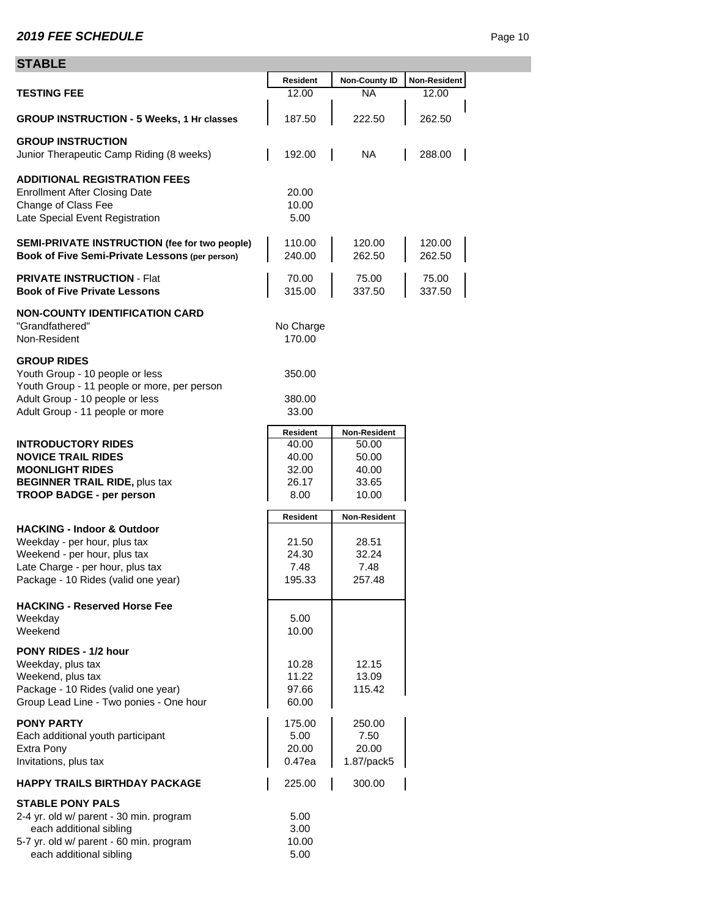## 2019 FEE SCHEDULE

## STABLE

| | Resident | Non-County ID | Non-Resident |
|---|---|---|---|
| **TESTING FEE** | 12.00 | NA | 12.00 |
| **GROUP INSTRUCTION - 5 Weeks, 1 Hr classes** | 187.50 | 222.50 | 262.50 |
| **GROUP INSTRUCTION** | | | |
| Junior Therapeutic Camp Riding (8 weeks) | 192.00 | NA | 288.00 |
| **ADDITIONAL REGISTRATION FEES** | | | |
| Enrollment After Closing Date | 20.00 | | |
| Change of Class Fee | 10.00 | | |
| Late Special Event Registration | 5.00 | | |
| **SEMI-PRIVATE INSTRUCTION (fee for two people)** | 110.00 | 120.00 | 120.00 |
| **Book of Five Semi-Private Lessons (per person)** | 240.00 | 262.50 | 262.50 |
| **PRIVATE INSTRUCTION** - Flat | 70.00 | 75.00 | 75.00 |
| **Book of Five Private Lessons** | 315.00 | 337.50 | 337.50 |
| **NON-COUNTY IDENTIFICATION CARD** | | | |
| "Grandfathered" | No Charge | | |
| Non-Resident | 170.00 | | |
| **GROUP RIDES** | | | |
| Youth Group - 10 people or less | 350.00 | | |
| Youth Group - 11 people or more, per person | | | |
| Adult Group - 10 people or less | 380.00 | | |
| Adult Group - 11 people or more | 33.00 | | |

| | Resident | Non-Resident |
|---|---|---|
| **INTRODUCTORY RIDES** | 40.00 | 50.00 |
| **NOVICE TRAIL RIDES** | 40.00 | 50.00 |
| **MOONLIGHT RIDES** | 32.00 | 40.00 |
| **BEGINNER TRAIL RIDE,** plus tax | 26.17 | 33.65 |
| **TROOP BADGE - per person** | 8.00 | 10.00 |

| | Resident | Non-Resident |
|---|---|---|
| **HACKING - Indoor & Outdoor** | | |
| Weekday - per hour, plus tax | 21.50 | 28.51 |
| Weekend - per hour, plus tax | 24.30 | 32.24 |
| Late Charge - per hour, plus tax | 7.48 | 7.48 |
| Package - 10 Rides (valid one year) | 195.33 | 257.48 |
| **HACKING - Reserved Horse Fee** | | |
| Weekday | 5.00 | |
| Weekend | 10.00 | |
| **PONY RIDES - 1/2 hour** | | |
| Weekday, plus tax | 10.28 | 12.15 |
| Weekend, plus tax | 11.22 | 13.09 |
| Package - 10 Rides (valid one year) | 97.66 | 115.42 |
| Group Lead Line - Two ponies - One hour | 60.00 | |
| **PONY PARTY** | 175.00 | 250.00 |
| Each additional youth participant | 5.00 | 7.50 |
| Extra Pony | 20.00 | 20.00 |
| Invitations, plus tax | 0.47ea | 1.87/pack5 |
| **HAPPY TRAILS BIRTHDAY PACKAGE** | 225.00 | 300.00 |
| **STABLE PONY PALS** | | |
| 2-4 yr. old w/ parent - 30 min. program | 5.00 | |
| each additional sibling | 3.00 | |
| 5-7 yr. old w/ parent - 60 min. program | 10.00 | |
| each additional sibling | 5.00 | |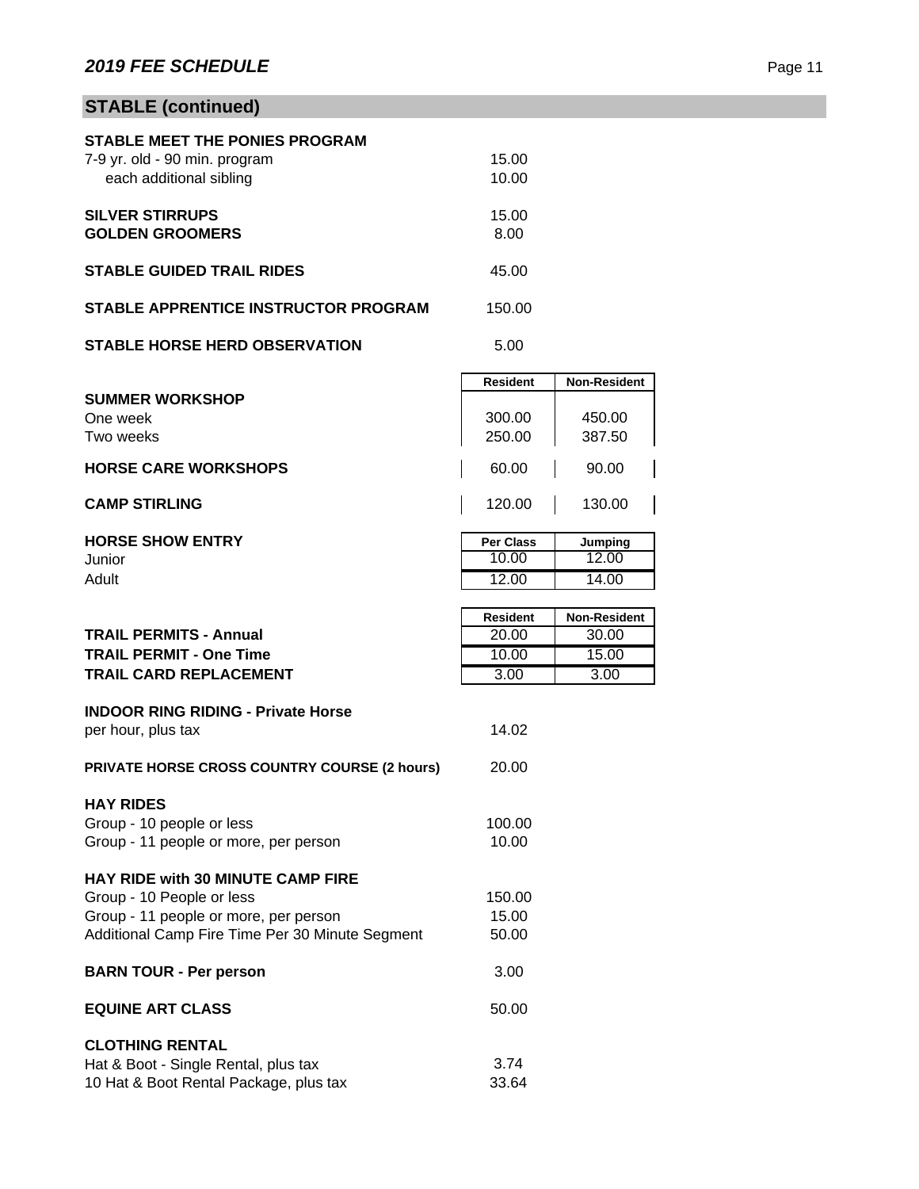## STABLE (continued)

| | | |
|---|---|---|
| **STABLE MEET THE PONIES PROGRAM** | | |
| 7-9 yr. old - 90 min. program | 15.00 | |
| each additional sibling | 10.00 | |
| **SILVER STIRRUPS** | 15.00 | |
| **GOLDEN GROOMERS** | 8.00 | |
| **STABLE GUIDED TRAIL RIDES** | 45.00 | |
| **STABLE APPRENTICE INSTRUCTOR PROGRAM** | 150.00 | |
| **STABLE HORSE HERD OBSERVATION** | 5.00 | |

| | Resident | Non-Resident |
|---|---|---|
| **SUMMER WORKSHOP** | | |
| One week | 300.00 | 450.00 |
| Two weeks | 250.00 | 387.50 |
| **HORSE CARE WORKSHOPS** | 60.00 | 90.00 |
| **CAMP STIRLING** | 120.00 | 130.00 |

| **HORSE SHOW ENTRY** | Per Class | Jumping |
|---|---|---|
| Junior | 10.00 | 12.00 |
| Adult | 12.00 | 14.00 |

| | Resident | Non-Resident |
|---|---|---|
| **TRAIL PERMITS - Annual** | 20.00 | 30.00 |
| **TRAIL PERMIT - One Time** | 10.00 | 15.00 |
| **TRAIL CARD REPLACEMENT** | 3.00 | 3.00 |

| | |
|---|---|
| **INDOOR RING RIDING - Private Horse** | |
| per hour, plus tax | 14.02 |
| **PRIVATE HORSE CROSS COUNTRY COURSE (2 hours)** | 20.00 |
| **HAY RIDES** | |
| Group - 10 people or less | 100.00 |
| Group - 11 people or more, per person | 10.00 |
| **HAY RIDE with 30 MINUTE CAMP FIRE** | |
| Group - 10 People or less | 150.00 |
| Group - 11 people or more, per person | 15.00 |
| Additional Camp Fire Time Per 30 Minute Segment | 50.00 |
| **BARN TOUR - Per person** | 3.00 |
| **EQUINE ART CLASS** | 50.00 |
| **CLOTHING RENTAL** | |
| Hat & Boot - Single Rental, plus tax | 3.74 |
| 10 Hat & Boot Rental Package, plus tax | 33.64 |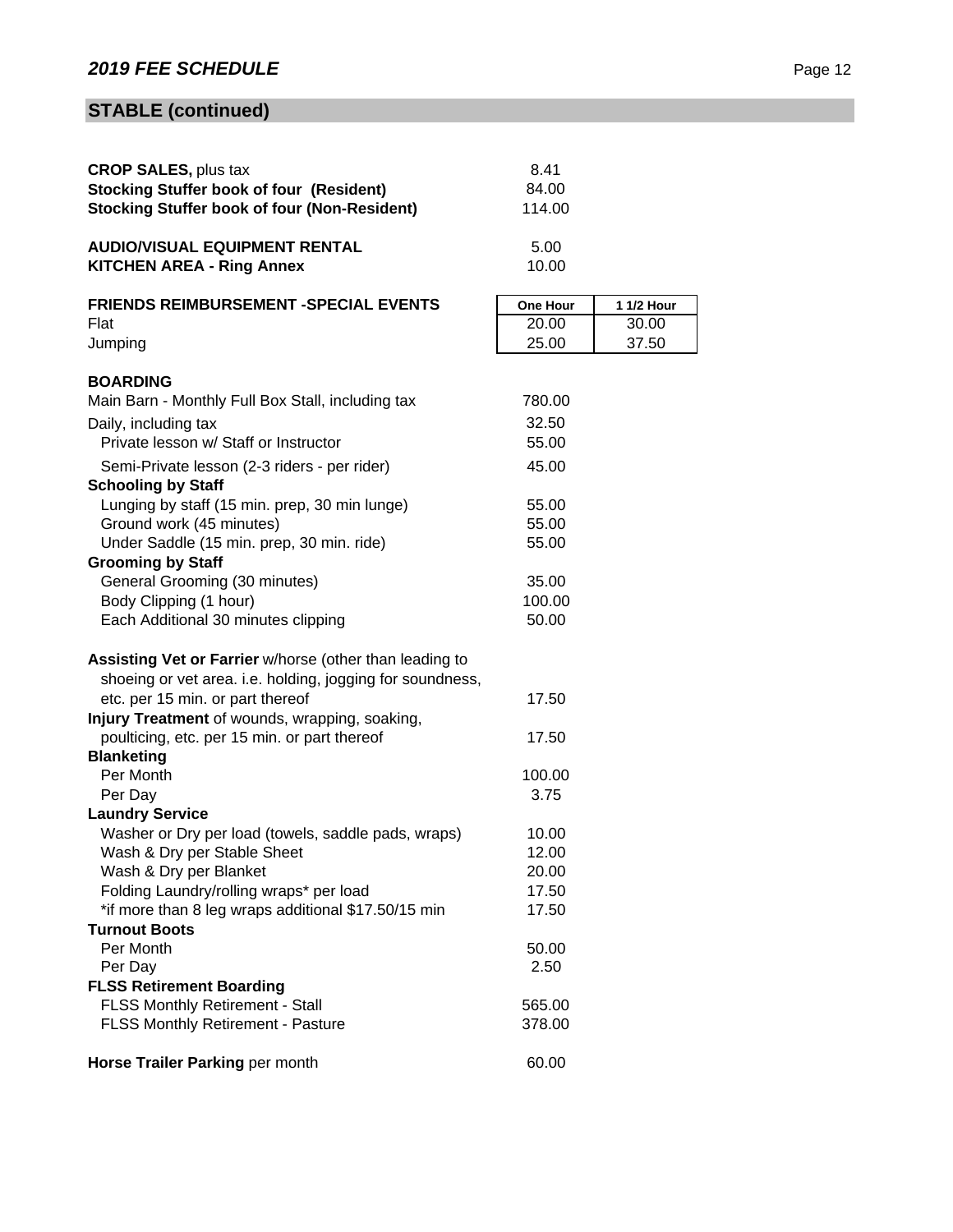## STABLE (continued)

| | | |
|---|---|---|
| **CROP SALES,** plus tax | 8.41 | |
| **Stocking Stuffer book of four (Resident)** | 84.00 | |
| **Stocking Stuffer book of four (Non-Resident)** | 114.00 | |
| | | |
| **AUDIO/VISUAL EQUIPMENT RENTAL** | 5.00 | |
| **KITCHEN AREA - Ring Annex** | 10.00 | |
| | | |
| **FRIENDS REIMBURSEMENT -SPECIAL EVENTS** | **One Hour** | **1 1/2 Hour** |
| Flat | 20.00 | 30.00 |
| Jumping | 25.00 | 37.50 |
| | | |
| **BOARDING** | | |
| Main Barn - Monthly Full Box Stall, including tax | 780.00 | |
| Daily, including tax | 32.50 | |
| Private lesson w/ Staff or Instructor | 55.00 | |
| Semi-Private lesson (2-3 riders - per rider) | 45.00 | |
| **Schooling by Staff** | | |
| Lunging by staff (15 min. prep, 30 min lunge) | 55.00 | |
| Ground work (45 minutes) | 55.00 | |
| Under Saddle (15 min. prep, 30 min. ride) | 55.00 | |
| **Grooming by Staff** | | |
| General Grooming (30 minutes) | 35.00 | |
| Body Clipping (1 hour) | 100.00 | |
| Each Additional 30 minutes clipping | 50.00 | |
| | | |
| **Assisting Vet or Farrier** w/horse (other than leading to shoeing or vet area. i.e. holding, jogging for soundness, etc. per 15 min. or part thereof | 17.50 | |
| **Injury Treatment** of wounds, wrapping, soaking, poulticing, etc. per 15 min. or part thereof | 17.50 | |
| **Blanketing** | | |
| Per Month | 100.00 | |
| Per Day | 3.75 | |
| **Laundry Service** | | |
| Washer or Dry per load (towels, saddle pads, wraps) | 10.00 | |
| Wash & Dry per Stable Sheet | 12.00 | |
| Wash & Dry per Blanket | 20.00 | |
| Folding Laundry/rolling wraps* per load | 17.50 | |
| *if more than 8 leg wraps additional $17.50/15 min | 17.50 | |
| **Turnout Boots** | | |
| Per Month | 50.00 | |
| Per Day | 2.50 | |
| **FLSS Retirement Boarding** | | |
| FLSS Monthly Retirement - Stall | 565.00 | |
| FLSS Monthly Retirement - Pasture | 378.00 | |
| | | |
| **Horse Trailer Parking** per month | 60.00 | |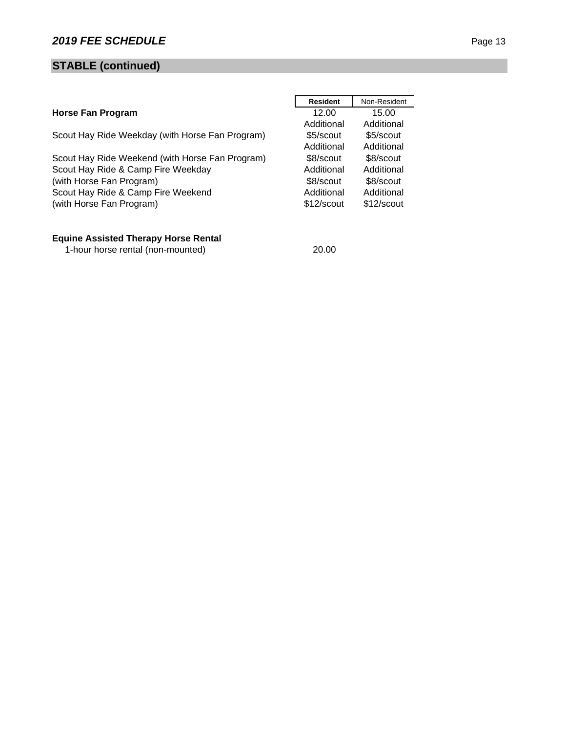## STABLE (continued)

| | Resident | Non-Resident |
|---|---|---|
| **Horse Fan Program** | 12.00 | 15.00 |
| Scout Hay Ride Weekday (with Horse Fan Program) | Additional $5/scout | Additional $5/scout |
| Scout Hay Ride Weekend (with Horse Fan Program) | Additional $8/scout | Additional $8/scout |
| Scout Hay Ride & Camp Fire Weekday (with Horse Fan Program) | Additional $8/scout | Additional $8/scout |
| Scout Hay Ride & Camp Fire Weekend (with Horse Fan Program) | Additional $12/scout | Additional $12/scout |

**Equine Assisted Therapy Horse Rental**

| | Resident | Non-Resident |
|---|---|---|
| 1-hour horse rental (non-mounted) | 20.00 | |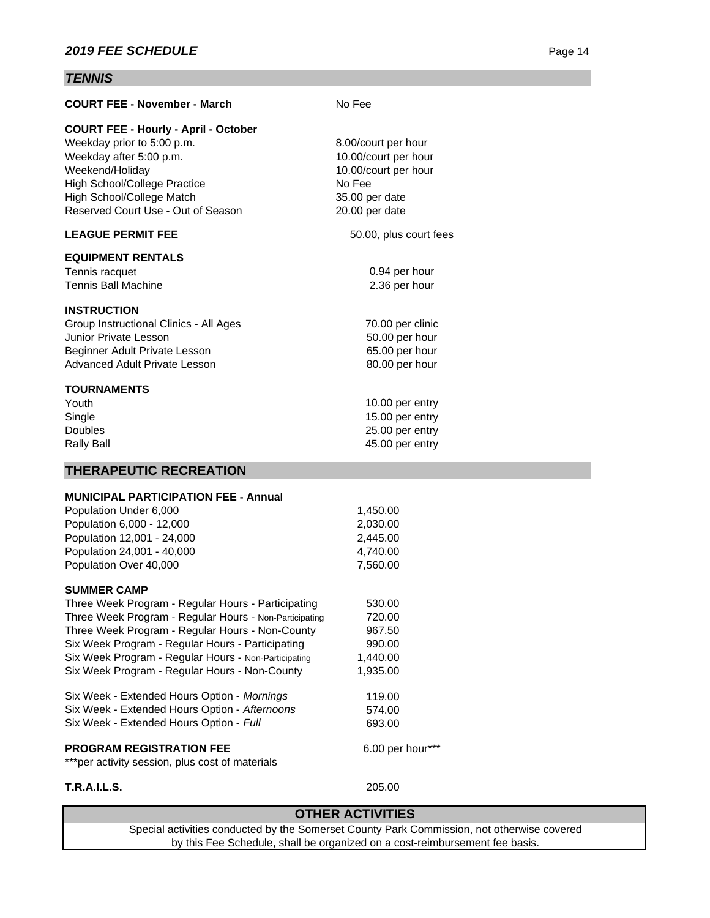## *TENNIS*

| | |
|---|---|
| **COURT FEE - November - March** | No Fee |
| **COURT FEE - Hourly - April - October** | |
| Weekday prior to 5:00 p.m. | 8.00/court per hour |
| Weekday after 5:00 p.m. | 10.00/court per hour |
| Weekend/Holiday | 10.00/court per hour |
| High School/College Practice | No Fee |
| High School/College Match | 35.00 per date |
| Reserved Court Use - Out of Season | 20.00 per date |
| **LEAGUE PERMIT FEE** | 50.00, plus court fees |
| **EQUIPMENT RENTALS** | |
| Tennis racquet | 0.94 per hour |
| Tennis Ball Machine | 2.36 per hour |
| **INSTRUCTION** | |
| Group Instructional Clinics - All Ages | 70.00 per clinic |
| Junior Private Lesson | 50.00 per hour |
| Beginner Adult Private Lesson | 65.00 per hour |
| Advanced Adult Private Lesson | 80.00 per hour |
| **TOURNAMENTS** | |
| Youth | 10.00 per entry |
| Single | 15.00 per entry |
| Doubles | 25.00 per entry |
| Rally Ball | 45.00 per entry |

## THERAPEUTIC RECREATION

| | |
|---|---|
| **MUNICIPAL PARTICIPATION FEE - Annual** | |
| Population Under 6,000 | 1,450.00 |
| Population 6,000 - 12,000 | 2,030.00 |
| Population 12,001 - 24,000 | 2,445.00 |
| Population 24,001 - 40,000 | 4,740.00 |
| Population Over 40,000 | 7,560.00 |
| **SUMMER CAMP** | |
| Three Week Program - Regular Hours - Participating | 530.00 |
| Three Week Program - Regular Hours - Non-Participating | 720.00 |
| Three Week Program - Regular Hours - Non-County | 967.50 |
| Six Week Program - Regular Hours - Participating | 990.00 |
| Six Week Program - Regular Hours - Non-Participating | 1,440.00 |
| Six Week Program - Regular Hours - Non-County | 1,935.00 |
| Six Week - Extended Hours Option - *Mornings* | 119.00 |
| Six Week - Extended Hours Option - *Afternoons* | 574.00 |
| Six Week - Extended Hours Option - *Full* | 693.00 |
| **PROGRAM REGISTRATION FEE** | 6.00 per hour*** |
| ***per activity session, plus cost of materials | |
| **T.R.A.I.L.S.** | 205.00 |

## OTHER ACTIVITIES

Special activities conducted by the Somerset County Park Commission, not otherwise covered by this Fee Schedule, shall be organized on a cost-reimbursement fee basis.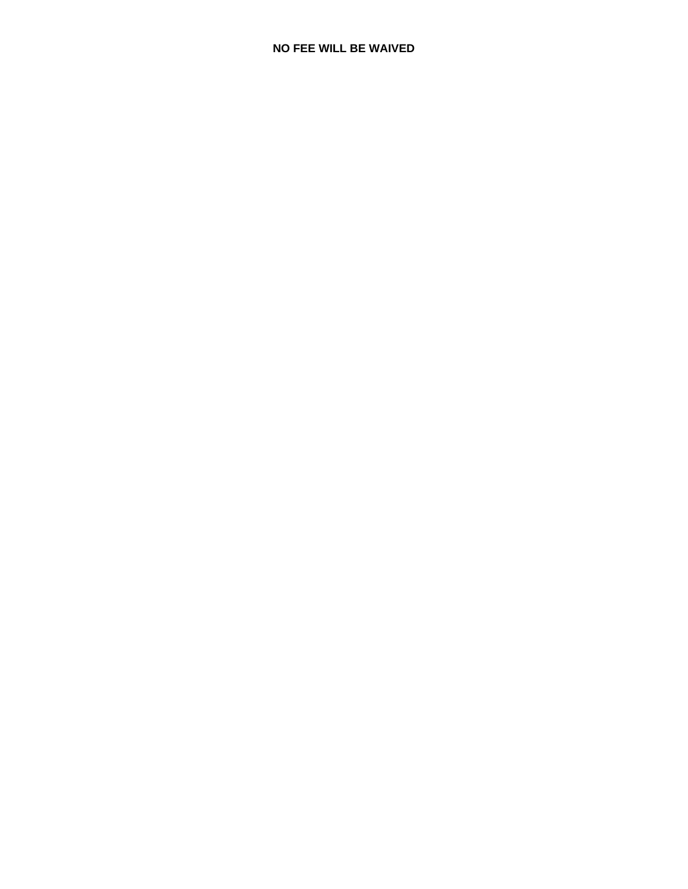**NO FEE WILL BE WAIVED**